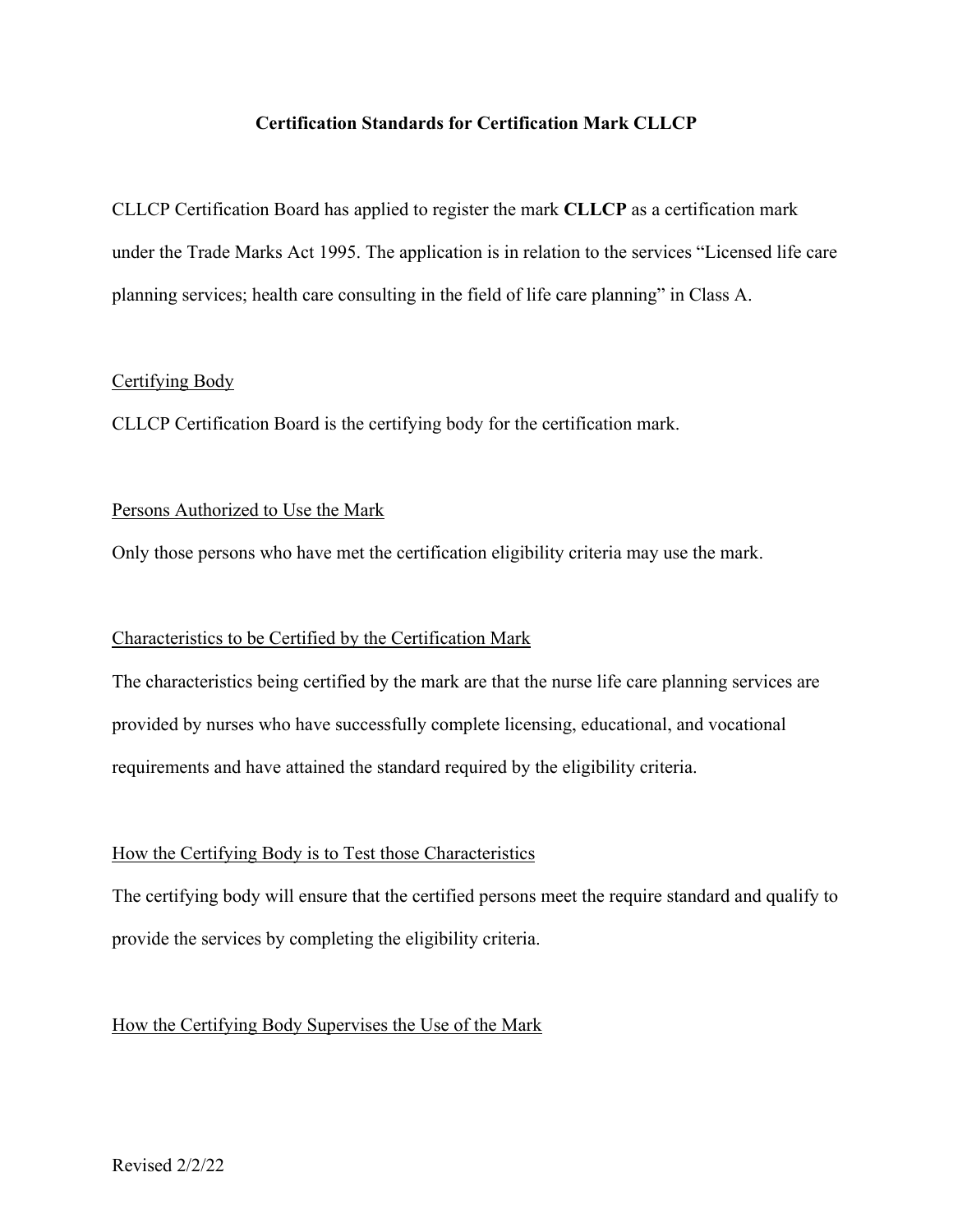# Certification Standards for Certification Mark CLLCP

CLLCP Certification Board has applied to register the mark **CLLCP** as a certification mark under the Trade Marks Act 1995. The application is in relation to the services "Licensed life care planning services; health care consulting in the field of life care planning" in Class A.

## Certifying Body

CLLCP Certification Board is the certifying body for the certification mark.

## Persons Authorized to Use the Mark

Only those persons who have met the certification eligibility criteria may use the mark.

## Characteristics to be Certified by the Certification Mark

The characteristics being certified by the mark are that the nurse life care planning services are provided by nurses who have successfully complete licensing, educational, and vocational requirements and have attained the standard required by the eligibility criteria.

## How the Certifying Body is to Test those Characteristics

The certifying body will ensure that the certified persons meet the require standard and qualify to provide the services by completing the eligibility criteria.

## How the Certifying Body Supervises the Use of the Mark

Revised 2/2/22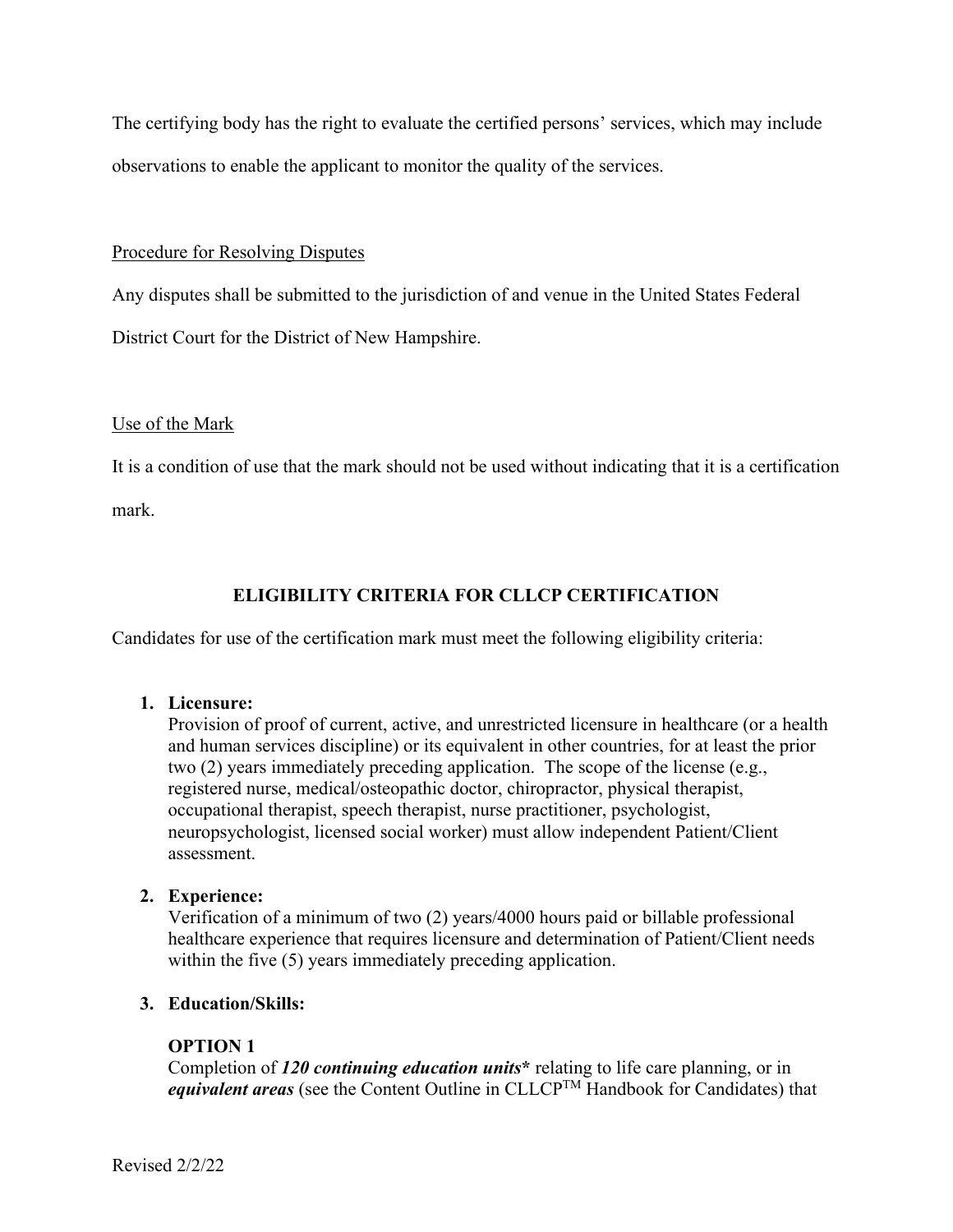The certifying body has the right to evaluate the certified persons' services, which may include observations to enable the applicant to monitor the quality of the services.

Procedure for Resolving Disputes

Any disputes shall be submitted to the jurisdiction of and venue in the United States Federal District Court for the District of New Hampshire.

Use of the Mark

It is a condition of use that the mark should not be used without indicating that it is a certification mark.

## ELIGIBILITY CRITERIA FOR CLLCP CERTIFICATION

Candidates for use of the certification mark must meet the following eligibility criteria:

1. **Licensure:**
   Provision of proof of current, active, and unrestricted licensure in healthcare (or a health and human services discipline) or its equivalent in other countries, for at least the prior two (2) years immediately preceding application. The scope of the license (e.g., registered nurse, medical/osteopathic doctor, chiropractor, physical therapist, occupational therapist, speech therapist, nurse practitioner, psychologist, neuropsychologist, licensed social worker) must allow independent Patient/Client assessment.

2. **Experience:**
   Verification of a minimum of two (2) years/4000 hours paid or billable professional healthcare experience that requires licensure and determination of Patient/Client needs within the five (5) years immediately preceding application.

3. **Education/Skills:**

   **OPTION 1**
   Completion of ***120 continuing education units**** relating to life care planning, or in ***equivalent areas*** (see the Content Outline in CLLCP™ Handbook for Candidates) that

Revised 2/2/22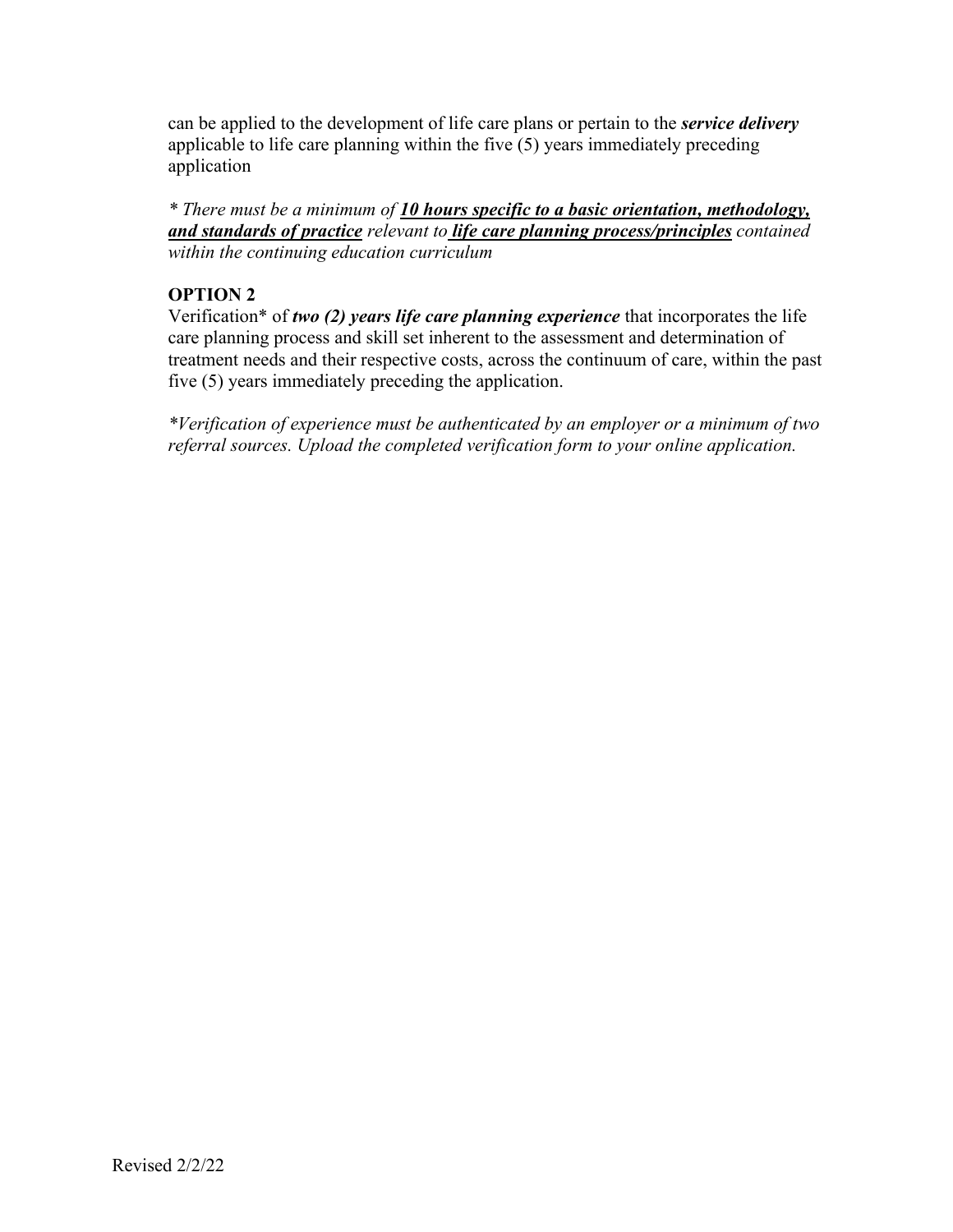can be applied to the development of life care plans or pertain to the ***service delivery*** applicable to life care planning within the five (5) years immediately preceding application

*\* There must be a minimum of* ***<u>10 hours specific to a basic orientation, methodology, and standards of practice</u>*** *relevant to* ***<u>life care planning process/principles</u>*** *contained within the continuing education curriculum*

**OPTION 2**

Verification* of ***two (2) years life care planning experience*** that incorporates the life care planning process and skill set inherent to the assessment and determination of treatment needs and their respective costs, across the continuum of care, within the past five (5) years immediately preceding the application.

*\*Verification of experience must be authenticated by an employer or a minimum of two referral sources. Upload the completed verification form to your online application.*